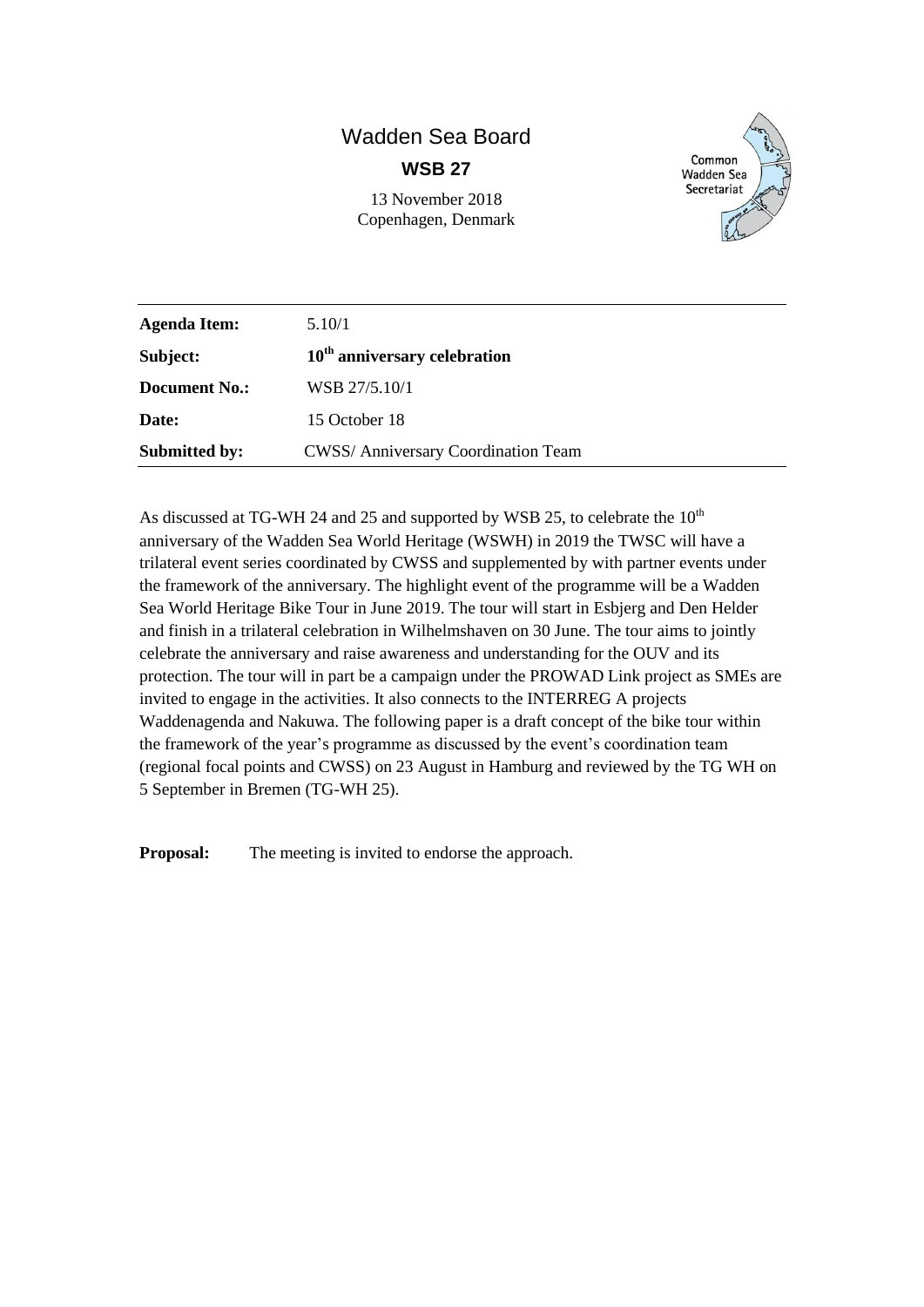Wadden Sea Board

**WSB 27**

13 November 2018
Copenhagen, Denmark

| | |
|---|---|
| **Agenda Item:** | 5.10/1 |
| **Subject:** | **10th anniversary celebration** |
| **Document No.:** | WSB 27/5.10/1 |
| **Date:** | 15 October 18 |
| **Submitted by:** | CWSS/ Anniversary Coordination Team |

As discussed at TG-WH 24 and 25 and supported by WSB 25, to celebrate the 10th anniversary of the Wadden Sea World Heritage (WSWH) in 2019 the TWSC will have a trilateral event series coordinated by CWSS and supplemented by with partner events under the framework of the anniversary. The highlight event of the programme will be a Wadden Sea World Heritage Bike Tour in June 2019. The tour will start in Esbjerg and Den Helder and finish in a trilateral celebration in Wilhelmshaven on 30 June. The tour aims to jointly celebrate the anniversary and raise awareness and understanding for the OUV and its protection. The tour will in part be a campaign under the PROWAD Link project as SMEs are invited to engage in the activities. It also connects to the INTERREG A projects Waddenagenda and Nakuwa. The following paper is a draft concept of the bike tour within the framework of the year's programme as discussed by the event's coordination team (regional focal points and CWSS) on 23 August in Hamburg and reviewed by the TG WH on 5 September in Bremen (TG-WH 25).

**Proposal:** The meeting is invited to endorse the approach.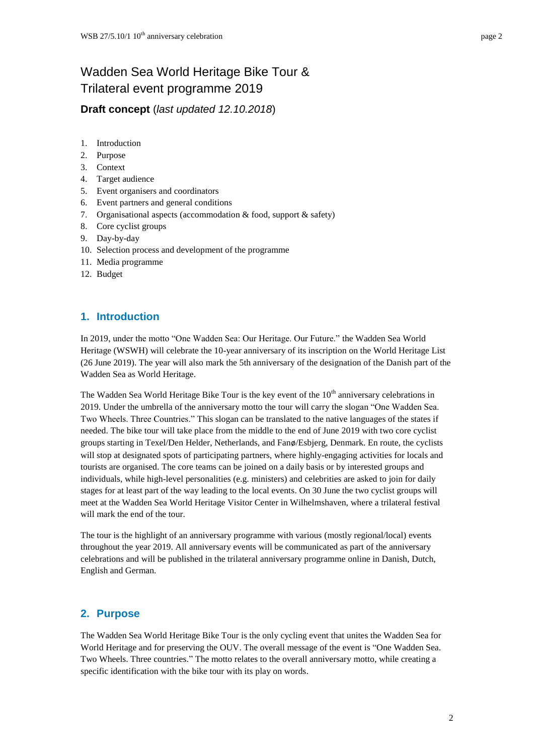# Wadden Sea World Heritage Bike Tour & Trilateral event programme 2019

**Draft concept** (*last updated 12.10.2018*)

1. Introduction
2. Purpose
3. Context
4. Target audience
5. Event organisers and coordinators
6. Event partners and general conditions
7. Organisational aspects (accommodation & food, support & safety)
8. Core cyclist groups
9. Day-by-day
10. Selection process and development of the programme
11. Media programme
12. Budget

## 1. Introduction

In 2019, under the motto "One Wadden Sea: Our Heritage. Our Future." the Wadden Sea World Heritage (WSWH) will celebrate the 10-year anniversary of its inscription on the World Heritage List (26 June 2019). The year will also mark the 5th anniversary of the designation of the Danish part of the Wadden Sea as World Heritage.

The Wadden Sea World Heritage Bike Tour is the key event of the 10th anniversary celebrations in 2019. Under the umbrella of the anniversary motto the tour will carry the slogan "One Wadden Sea. Two Wheels. Three Countries." This slogan can be translated to the native languages of the states if needed. The bike tour will take place from the middle to the end of June 2019 with two core cyclist groups starting in Texel/Den Helder, Netherlands, and Fanø/Esbjerg, Denmark. En route, the cyclists will stop at designated spots of participating partners, where highly-engaging activities for locals and tourists are organised. The core teams can be joined on a daily basis or by interested groups and individuals, while high-level personalities (e.g. ministers) and celebrities are asked to join for daily stages for at least part of the way leading to the local events. On 30 June the two cyclist groups will meet at the Wadden Sea World Heritage Visitor Center in Wilhelmshaven, where a trilateral festival will mark the end of the tour.

The tour is the highlight of an anniversary programme with various (mostly regional/local) events throughout the year 2019. All anniversary events will be communicated as part of the anniversary celebrations and will be published in the trilateral anniversary programme online in Danish, Dutch, English and German.

## 2. Purpose

The Wadden Sea World Heritage Bike Tour is the only cycling event that unites the Wadden Sea for World Heritage and for preserving the OUV. The overall message of the event is "One Wadden Sea. Two Wheels. Three countries." The motto relates to the overall anniversary motto, while creating a specific identification with the bike tour with its play on words.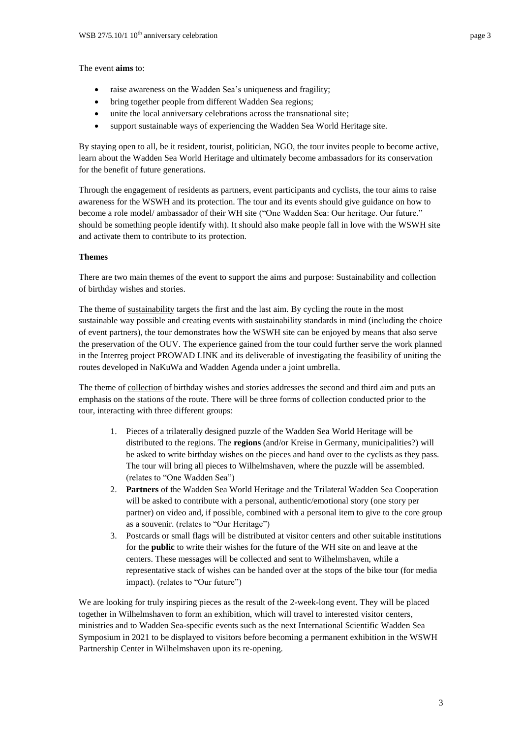The event **aims** to:

- raise awareness on the Wadden Sea's uniqueness and fragility;
- bring together people from different Wadden Sea regions;
- unite the local anniversary celebrations across the transnational site;
- support sustainable ways of experiencing the Wadden Sea World Heritage site.

By staying open to all, be it resident, tourist, politician, NGO, the tour invites people to become active, learn about the Wadden Sea World Heritage and ultimately become ambassadors for its conservation for the benefit of future generations.

Through the engagement of residents as partners, event participants and cyclists, the tour aims to raise awareness for the WSWH and its protection. The tour and its events should give guidance on how to become a role model/ ambassador of their WH site ("One Wadden Sea: Our heritage. Our future." should be something people identify with). It should also make people fall in love with the WSWH site and activate them to contribute to its protection.

**Themes**

There are two main themes of the event to support the aims and purpose: Sustainability and collection of birthday wishes and stories.

The theme of sustainability targets the first and the last aim. By cycling the route in the most sustainable way possible and creating events with sustainability standards in mind (including the choice of event partners), the tour demonstrates how the WSWH site can be enjoyed by means that also serve the preservation of the OUV. The experience gained from the tour could further serve the work planned in the Interreg project PROWAD LINK and its deliverable of investigating the feasibility of uniting the routes developed in NaKuWa and Wadden Agenda under a joint umbrella.

The theme of collection of birthday wishes and stories addresses the second and third aim and puts an emphasis on the stations of the route. There will be three forms of collection conducted prior to the tour, interacting with three different groups:

1. Pieces of a trilaterally designed puzzle of the Wadden Sea World Heritage will be distributed to the regions. The **regions** (and/or Kreise in Germany, municipalities?) will be asked to write birthday wishes on the pieces and hand over to the cyclists as they pass. The tour will bring all pieces to Wilhelmshaven, where the puzzle will be assembled. (relates to "One Wadden Sea")
2. **Partners** of the Wadden Sea World Heritage and the Trilateral Wadden Sea Cooperation will be asked to contribute with a personal, authentic/emotional story (one story per partner) on video and, if possible, combined with a personal item to give to the core group as a souvenir. (relates to "Our Heritage")
3. Postcards or small flags will be distributed at visitor centers and other suitable institutions for the **public** to write their wishes for the future of the WH site on and leave at the centers. These messages will be collected and sent to Wilhelmshaven, while a representative stack of wishes can be handed over at the stops of the bike tour (for media impact). (relates to "Our future")

We are looking for truly inspiring pieces as the result of the 2-week-long event. They will be placed together in Wilhelmshaven to form an exhibition, which will travel to interested visitor centers, ministries and to Wadden Sea-specific events such as the next International Scientific Wadden Sea Symposium in 2021 to be displayed to visitors before becoming a permanent exhibition in the WSWH Partnership Center in Wilhelmshaven upon its re-opening.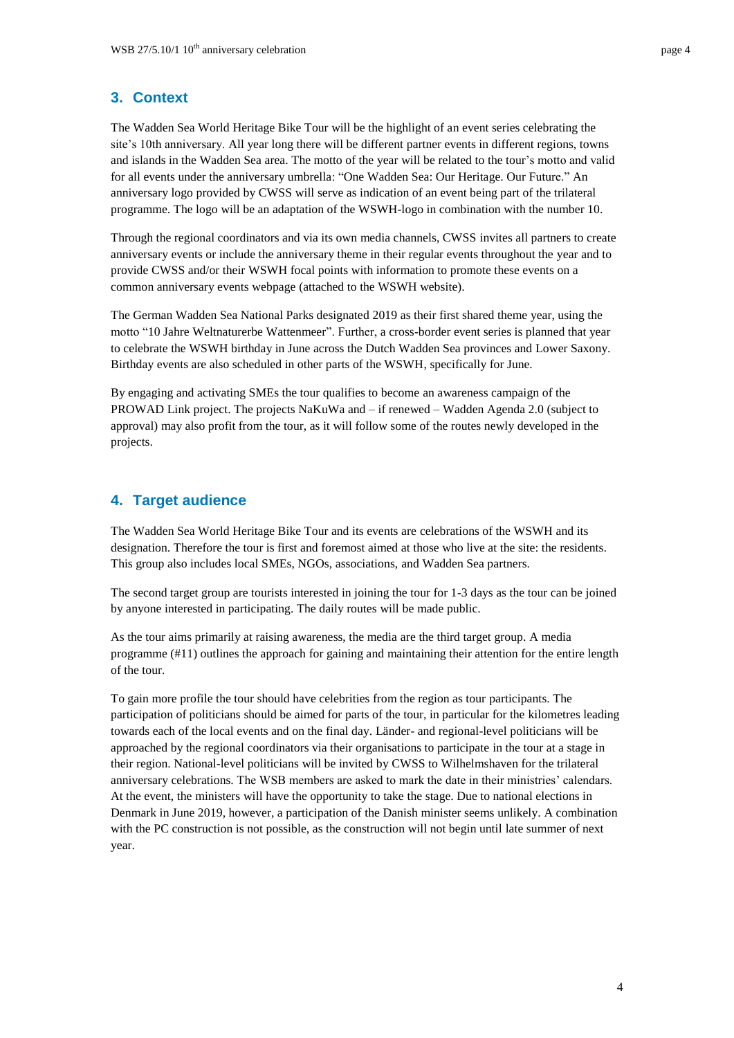## 3. Context

The Wadden Sea World Heritage Bike Tour will be the highlight of an event series celebrating the site's 10th anniversary. All year long there will be different partner events in different regions, towns and islands in the Wadden Sea area. The motto of the year will be related to the tour's motto and valid for all events under the anniversary umbrella: "One Wadden Sea: Our Heritage. Our Future." An anniversary logo provided by CWSS will serve as indication of an event being part of the trilateral programme. The logo will be an adaptation of the WSWH-logo in combination with the number 10.

Through the regional coordinators and via its own media channels, CWSS invites all partners to create anniversary events or include the anniversary theme in their regular events throughout the year and to provide CWSS and/or their WSWH focal points with information to promote these events on a common anniversary events webpage (attached to the WSWH website).

The German Wadden Sea National Parks designated 2019 as their first shared theme year, using the motto "10 Jahre Weltnaturerbe Wattenmeer". Further, a cross-border event series is planned that year to celebrate the WSWH birthday in June across the Dutch Wadden Sea provinces and Lower Saxony. Birthday events are also scheduled in other parts of the WSWH, specifically for June.

By engaging and activating SMEs the tour qualifies to become an awareness campaign of the PROWAD Link project. The projects NaKuWa and – if renewed – Wadden Agenda 2.0 (subject to approval) may also profit from the tour, as it will follow some of the routes newly developed in the projects.

## 4. Target audience

The Wadden Sea World Heritage Bike Tour and its events are celebrations of the WSWH and its designation. Therefore the tour is first and foremost aimed at those who live at the site: the residents. This group also includes local SMEs, NGOs, associations, and Wadden Sea partners.

The second target group are tourists interested in joining the tour for 1-3 days as the tour can be joined by anyone interested in participating. The daily routes will be made public.

As the tour aims primarily at raising awareness, the media are the third target group. A media programme (#11) outlines the approach for gaining and maintaining their attention for the entire length of the tour.

To gain more profile the tour should have celebrities from the region as tour participants. The participation of politicians should be aimed for parts of the tour, in particular for the kilometres leading towards each of the local events and on the final day. Länder- and regional-level politicians will be approached by the regional coordinators via their organisations to participate in the tour at a stage in their region. National-level politicians will be invited by CWSS to Wilhelmshaven for the trilateral anniversary celebrations. The WSB members are asked to mark the date in their ministries' calendars. At the event, the ministers will have the opportunity to take the stage. Due to national elections in Denmark in June 2019, however, a participation of the Danish minister seems unlikely. A combination with the PC construction is not possible, as the construction will not begin until late summer of next year.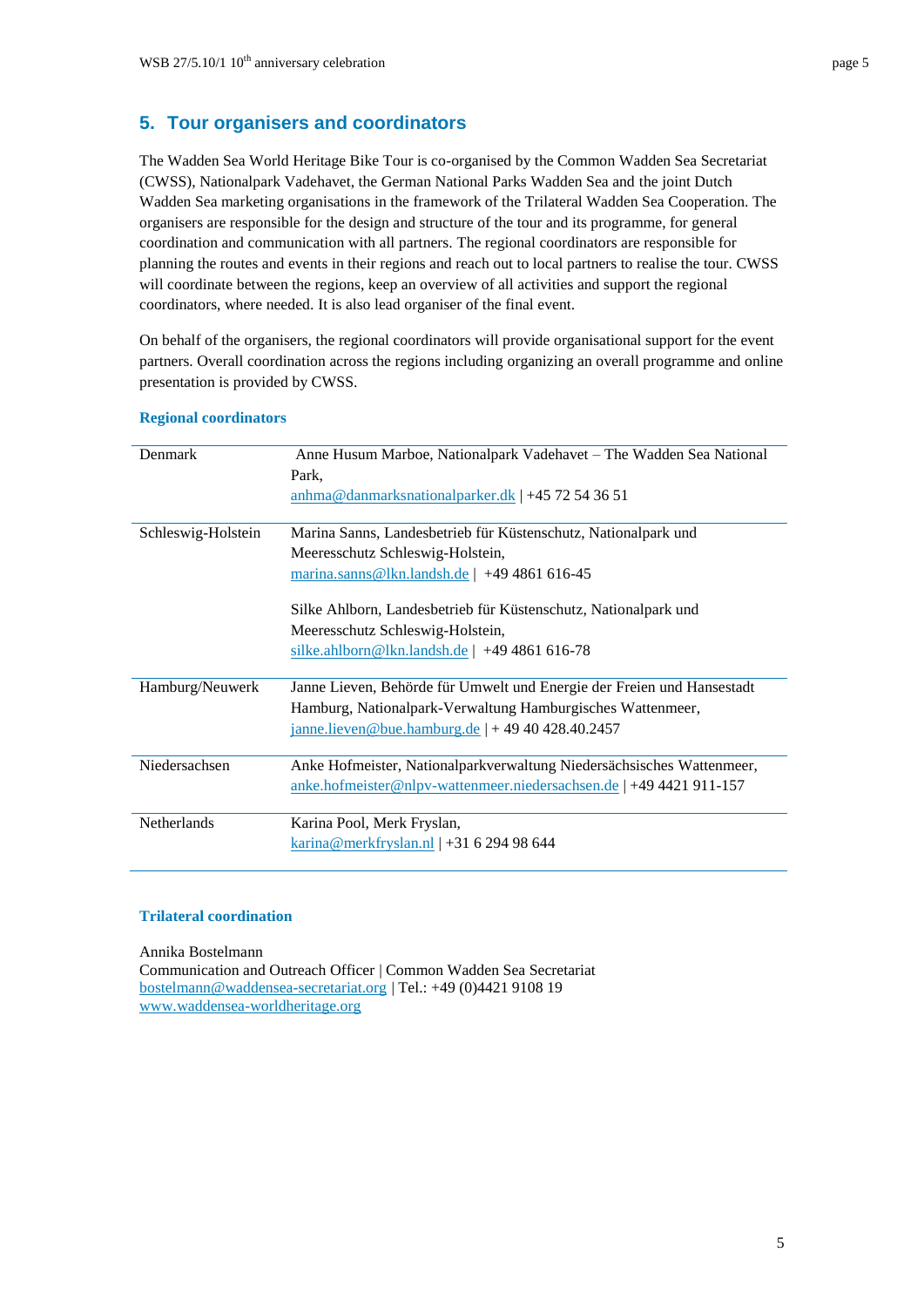## 5. Tour organisers and coordinators

The Wadden Sea World Heritage Bike Tour is co-organised by the Common Wadden Sea Secretariat (CWSS), Nationalpark Vadehavet, the German National Parks Wadden Sea and the joint Dutch Wadden Sea marketing organisations in the framework of the Trilateral Wadden Sea Cooperation. The organisers are responsible for the design and structure of the tour and its programme, for general coordination and communication with all partners. The regional coordinators are responsible for planning the routes and events in their regions and reach out to local partners to realise the tour. CWSS will coordinate between the regions, keep an overview of all activities and support the regional coordinators, where needed. It is also lead organiser of the final event.

On behalf of the organisers, the regional coordinators will provide organisational support for the event partners. Overall coordination across the regions including organizing an overall programme and online presentation is provided by CWSS.

### Regional coordinators

| | |
|---|---|
| Denmark | Anne Husum Marboe, Nationalpark Vadehavet – The Wadden Sea National Park, anhma@danmarksnationalparker.dk \| +45 72 54 36 51 |
| Schleswig-Holstein | Marina Sanns, Landesbetrieb für Küstenschutz, Nationalpark und Meeresschutz Schleswig-Holstein, marina.sanns@lkn.landsh.de \| +49 4861 616-45<br><br>Silke Ahlborn, Landesbetrieb für Küstenschutz, Nationalpark und Meeresschutz Schleswig-Holstein, silke.ahlborn@lkn.landsh.de \| +49 4861 616-78 |
| Hamburg/Neuwerk | Janne Lieven, Behörde für Umwelt und Energie der Freien und Hansestadt Hamburg, Nationalpark-Verwaltung Hamburgisches Wattenmeer, janne.lieven@bue.hamburg.de \| + 49 40 428.40.2457 |
| Niedersachsen | Anke Hofmeister, Nationalparkverwaltung Niedersächsisches Wattenmeer, anke.hofmeister@nlpv-wattenmeer.niedersachsen.de \| +49 4421 911-157 |
| Netherlands | Karina Pool, Merk Fryslan, karina@merkfryslan.nl \| +31 6 294 98 644 |

### Trilateral coordination

Annika Bostelmann
Communication and Outreach Officer | Common Wadden Sea Secretariat
bostelmann@waddensea-secretariat.org | Tel.: +49 (0)4421 9108 19
www.waddensea-worldheritage.org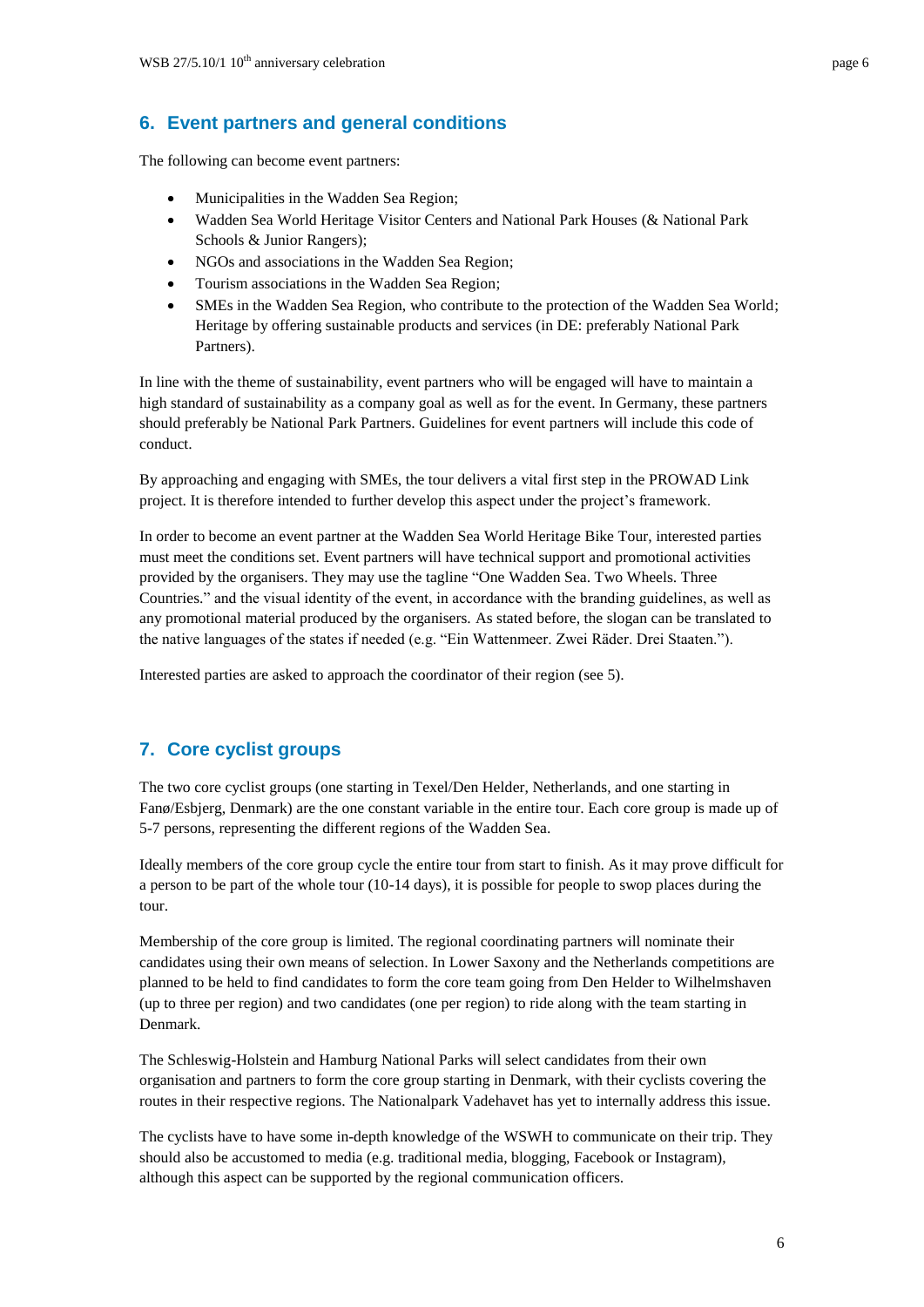## 6. Event partners and general conditions

The following can become event partners:

- Municipalities in the Wadden Sea Region;
- Wadden Sea World Heritage Visitor Centers and National Park Houses (& National Park Schools & Junior Rangers);
- NGOs and associations in the Wadden Sea Region;
- Tourism associations in the Wadden Sea Region;
- SMEs in the Wadden Sea Region, who contribute to the protection of the Wadden Sea World; Heritage by offering sustainable products and services (in DE: preferably National Park Partners).

In line with the theme of sustainability, event partners who will be engaged will have to maintain a high standard of sustainability as a company goal as well as for the event. In Germany, these partners should preferably be National Park Partners. Guidelines for event partners will include this code of conduct.

By approaching and engaging with SMEs, the tour delivers a vital first step in the PROWAD Link project. It is therefore intended to further develop this aspect under the project's framework.

In order to become an event partner at the Wadden Sea World Heritage Bike Tour, interested parties must meet the conditions set. Event partners will have technical support and promotional activities provided by the organisers. They may use the tagline "One Wadden Sea. Two Wheels. Three Countries." and the visual identity of the event, in accordance with the branding guidelines, as well as any promotional material produced by the organisers. As stated before, the slogan can be translated to the native languages of the states if needed (e.g. "Ein Wattenmeer. Zwei Räder. Drei Staaten.").

Interested parties are asked to approach the coordinator of their region (see 5).

## 7. Core cyclist groups

The two core cyclist groups (one starting in Texel/Den Helder, Netherlands, and one starting in Fanø/Esbjerg, Denmark) are the one constant variable in the entire tour. Each core group is made up of 5-7 persons, representing the different regions of the Wadden Sea.

Ideally members of the core group cycle the entire tour from start to finish. As it may prove difficult for a person to be part of the whole tour (10-14 days), it is possible for people to swop places during the tour.

Membership of the core group is limited. The regional coordinating partners will nominate their candidates using their own means of selection. In Lower Saxony and the Netherlands competitions are planned to be held to find candidates to form the core team going from Den Helder to Wilhelmshaven (up to three per region) and two candidates (one per region) to ride along with the team starting in Denmark.

The Schleswig-Holstein and Hamburg National Parks will select candidates from their own organisation and partners to form the core group starting in Denmark, with their cyclists covering the routes in their respective regions. The Nationalpark Vadehavet has yet to internally address this issue.

The cyclists have to have some in-depth knowledge of the WSWH to communicate on their trip. They should also be accustomed to media (e.g. traditional media, blogging, Facebook or Instagram), although this aspect can be supported by the regional communication officers.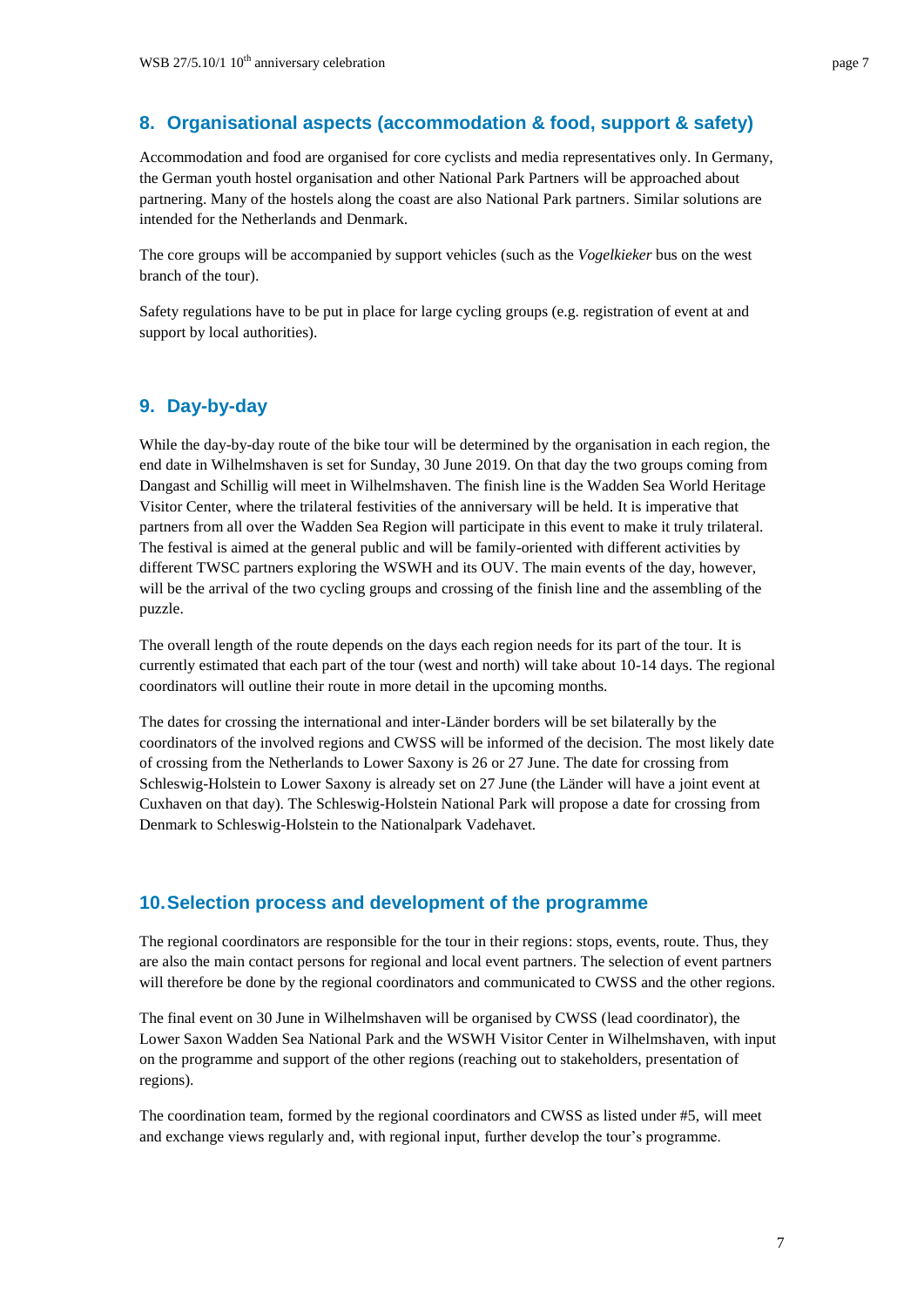## 8. Organisational aspects (accommodation & food, support & safety)

Accommodation and food are organised for core cyclists and media representatives only. In Germany, the German youth hostel organisation and other National Park Partners will be approached about partnering. Many of the hostels along the coast are also National Park partners. Similar solutions are intended for the Netherlands and Denmark.

The core groups will be accompanied by support vehicles (such as the *Vogelkieker* bus on the west branch of the tour).

Safety regulations have to be put in place for large cycling groups (e.g. registration of event at and support by local authorities).

## 9. Day-by-day

While the day-by-day route of the bike tour will be determined by the organisation in each region, the end date in Wilhelmshaven is set for Sunday, 30 June 2019. On that day the two groups coming from Dangast and Schillig will meet in Wilhelmshaven. The finish line is the Wadden Sea World Heritage Visitor Center, where the trilateral festivities of the anniversary will be held. It is imperative that partners from all over the Wadden Sea Region will participate in this event to make it truly trilateral. The festival is aimed at the general public and will be family-oriented with different activities by different TWSC partners exploring the WSWH and its OUV. The main events of the day, however, will be the arrival of the two cycling groups and crossing of the finish line and the assembling of the puzzle.

The overall length of the route depends on the days each region needs for its part of the tour. It is currently estimated that each part of the tour (west and north) will take about 10-14 days. The regional coordinators will outline their route in more detail in the upcoming months.

The dates for crossing the international and inter-Länder borders will be set bilaterally by the coordinators of the involved regions and CWSS will be informed of the decision. The most likely date of crossing from the Netherlands to Lower Saxony is 26 or 27 June. The date for crossing from Schleswig-Holstein to Lower Saxony is already set on 27 June (the Länder will have a joint event at Cuxhaven on that day). The Schleswig-Holstein National Park will propose a date for crossing from Denmark to Schleswig-Holstein to the Nationalpark Vadehavet.

## 10. Selection process and development of the programme

The regional coordinators are responsible for the tour in their regions: stops, events, route. Thus, they are also the main contact persons for regional and local event partners. The selection of event partners will therefore be done by the regional coordinators and communicated to CWSS and the other regions.

The final event on 30 June in Wilhelmshaven will be organised by CWSS (lead coordinator), the Lower Saxon Wadden Sea National Park and the WSWH Visitor Center in Wilhelmshaven, with input on the programme and support of the other regions (reaching out to stakeholders, presentation of regions).

The coordination team, formed by the regional coordinators and CWSS as listed under #5, will meet and exchange views regularly and, with regional input, further develop the tour's programme.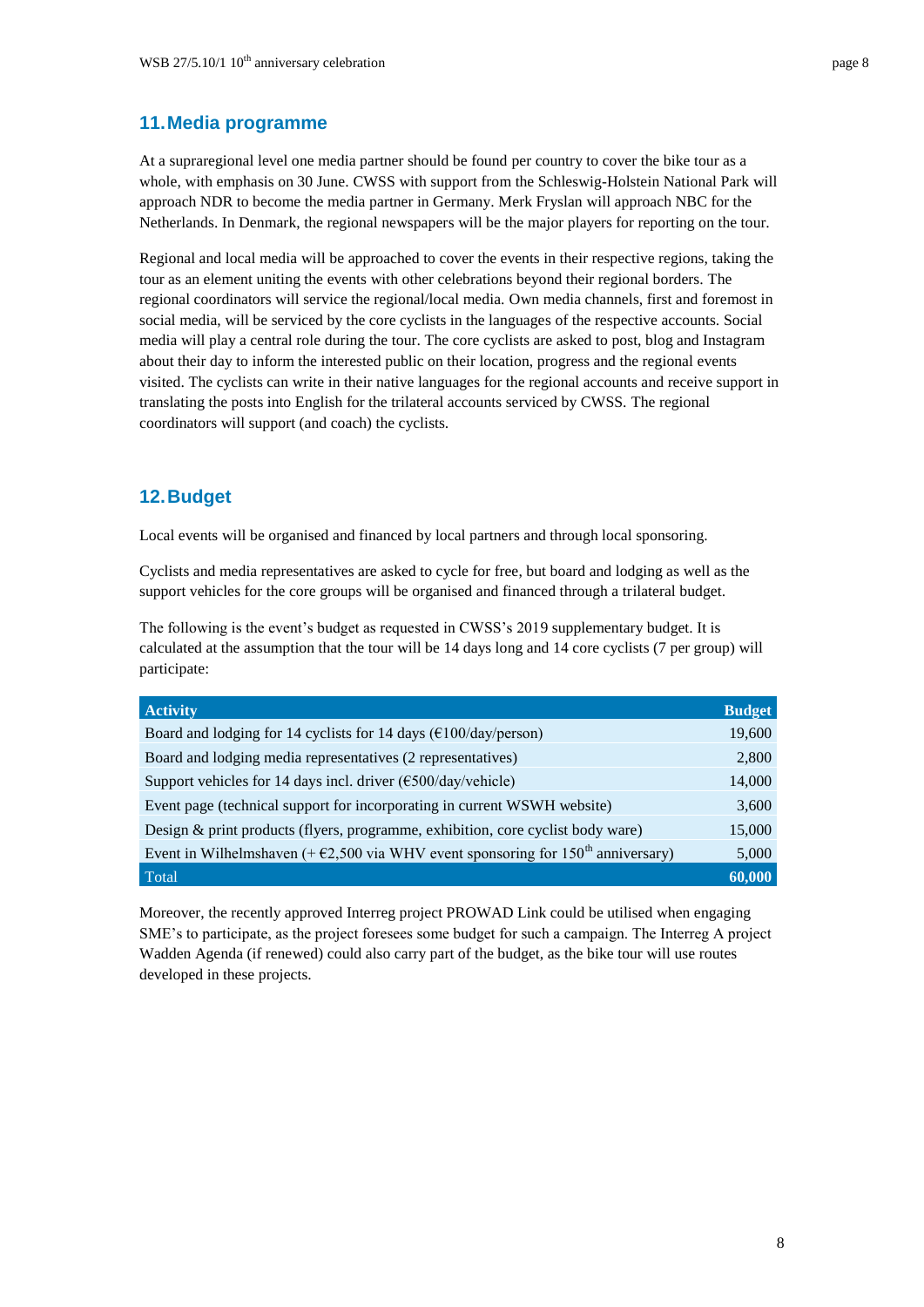## 11. Media programme

At a supraregional level one media partner should be found per country to cover the bike tour as a whole, with emphasis on 30 June. CWSS with support from the Schleswig-Holstein National Park will approach NDR to become the media partner in Germany. Merk Fryslan will approach NBC for the Netherlands. In Denmark, the regional newspapers will be the major players for reporting on the tour.

Regional and local media will be approached to cover the events in their respective regions, taking the tour as an element uniting the events with other celebrations beyond their regional borders. The regional coordinators will service the regional/local media. Own media channels, first and foremost in social media, will be serviced by the core cyclists in the languages of the respective accounts. Social media will play a central role during the tour. The core cyclists are asked to post, blog and Instagram about their day to inform the interested public on their location, progress and the regional events visited. The cyclists can write in their native languages for the regional accounts and receive support in translating the posts into English for the trilateral accounts serviced by CWSS. The regional coordinators will support (and coach) the cyclists.

## 12. Budget

Local events will be organised and financed by local partners and through local sponsoring.

Cyclists and media representatives are asked to cycle for free, but board and lodging as well as the support vehicles for the core groups will be organised and financed through a trilateral budget.

The following is the event's budget as requested in CWSS's 2019 supplementary budget. It is calculated at the assumption that the tour will be 14 days long and 14 core cyclists (7 per group) will participate:

| Activity | Budget |
|---|---|
| Board and lodging for 14 cyclists for 14 days (€100/day/person) | 19,600 |
| Board and lodging media representatives (2 representatives) | 2,800 |
| Support vehicles for 14 days incl. driver (€500/day/vehicle) | 14,000 |
| Event page (technical support for incorporating in current WSWH website) | 3,600 |
| Design & print products (flyers, programme, exhibition, core cyclist body ware) | 15,000 |
| Event in Wilhelmshaven (+ €2,500 via WHV event sponsoring for 150th anniversary) | 5,000 |
| Total | **60,000** |

Moreover, the recently approved Interreg project PROWAD Link could be utilised when engaging SME's to participate, as the project foresees some budget for such a campaign. The Interreg A project Wadden Agenda (if renewed) could also carry part of the budget, as the bike tour will use routes developed in these projects.